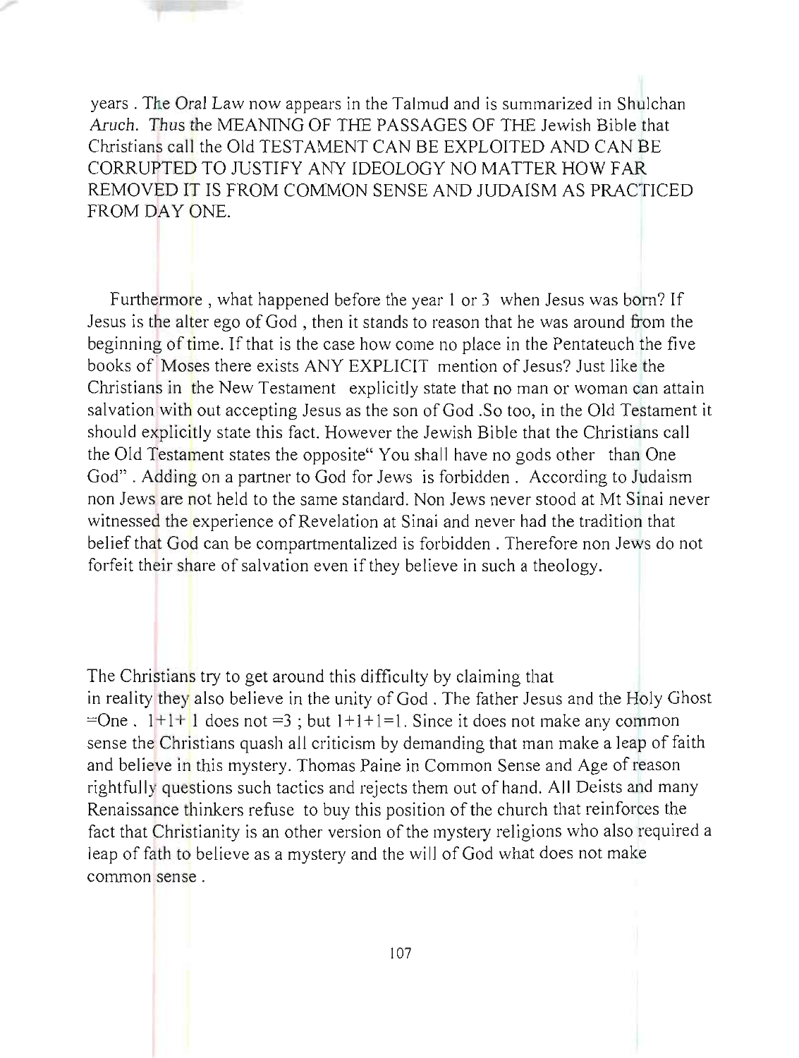years . The Oral Law now appears in the Talmud and is summarized in Shulchan *Aruch*. Thus the MEANING OF THE PASSAGES OF THE Jewish Bible that Christians call the Old TESTAMENT CAN BE EXPLOITED AND CAN BE CORRUPTED TO JUSTIFY ANY IDEOLOGY NO MATTER HOW FAR REMOVED IT IS FROM COMMON SENSE AND JUDAISM AS PRACTICED FROM DAY ONE.

Furthermore , what happened before the year 1 or 3 when Jesus was born? If Jesus is the alter ego of God , then it stands to reason that he was around from the beginning of time. If that is the case how come no place in the Pentateuch the five books of Moses there exists ANY EXPLICIT mention of Jesus? Just like the Christians in the New Testament explicitly state that no man or woman can attain salvation with out accepting Jesus as the son of God .So too, in the Old Testament it should explicitly state this fact. However the Jewish Bible that the Christians call the Old Testament states the opposite" You shall have no gods other than One God" . Adding on a partner to God for Jews is forbidden . According to Judaism non Jews are not held to the same standard. Non Jews never stood at Mt Sinai never witnessed the experience of Revelation at Sinai and never had the tradition that belief that God can be compartmentalized is forbidden . Therefore non Jews do not forfeit their share of salvation even if they believe in such a theology.

The Christians try to get around this difficulty by claiming that in reality they also believe in the unity of God . The father Jesus and the Holy Ghost =One . 1+1+ 1 does not =3 ; but 1+1+1=1. Since it does not make any common sense the Christians quash all criticism by demanding that man make a leap of faith and believe in this mystery. Thomas Paine in Common Sense and Age of reason rightfully questions such tactics and rejects them out of hand. All Deists and many Renaissance thinkers refuse to buy this position of the church that reinforces the fact that Christianity is an other version of the mystery religions who also required a leap of fath to believe as a mystery and the will of God what does not make common sense .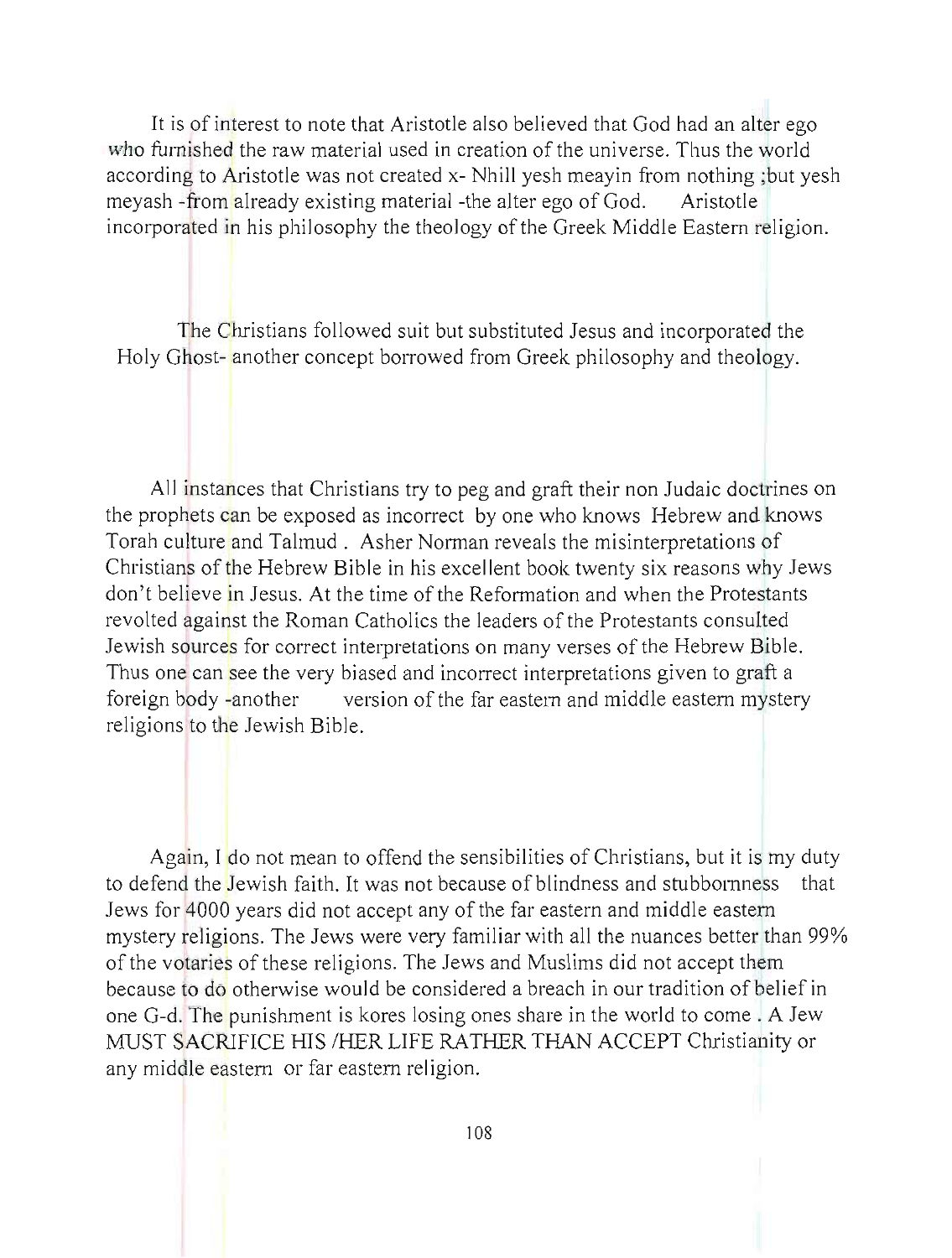It is of interest to note that Aristotle also believed that God had an alter ego who furnished the raw material used in creation of the universe. Thus the world according to Aristotle was not created x- Nhill yesh meayin from nothing ;but yesh meyash -from already existing material -the alter ego of God. Aristotle incorporated in his philosophy the theology of the Greek Middle Eastern religion.

The Christians followed suit but substituted Jesus and incorporated the Holy Ghost- another concept borrowed from Greek philosophy and theology.

All instances that Christians try to peg and graft their non Judaic doctrines on the prophets can be exposed as incorrect by one who knows Hebrew and knows Torah culture and Talmud . Asher Norman reveals the misinterpretations of Christians of the Hebrew Bible in his excellent book twenty six reasons why Jews don't believe in Jesus. At the time of the Reformation and when the Protestants revolted against the Roman Catholics the leaders of the Protestants consulted Jewish sources for correct interpretations on many verses of the Hebrew Bible. Thus one can see the very biased and incorrect interpretations given to graft a foreign body -another version of the far eastern and middle eastern mystery religions to the Jewish Bible.

Again, I do not mean to offend the sensibilities of Christians, but it is my duty to defend the Jewish faith. It was not because of blindness and stubbornness that Jews for 4000 years did not accept any of the far eastern and middle eastern mystery religions. The Jews were very familiar with all the nuances better than 99% of the votaries of these religions. The Jews and Muslims did not accept them because to do otherwise would be considered a breach in our tradition of belief in one G-d. The punishment is kores losing ones share in the world to come . A Jew MUST SACRIFICE HIS /HER LIFE RATHER THAN ACCEPT Christianity or any middle eastern or far eastern religion.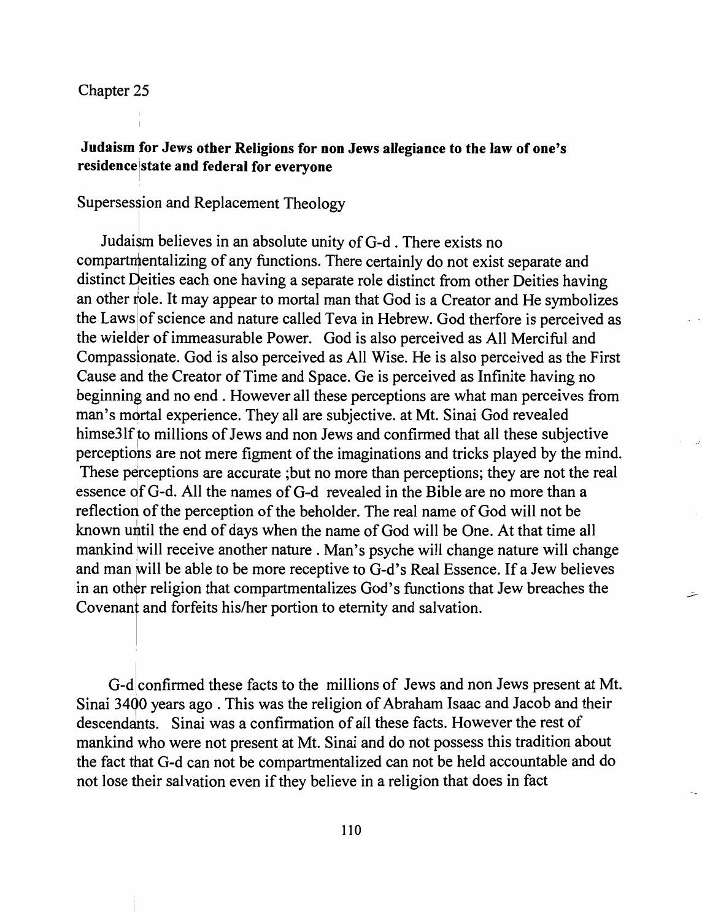Chapter 25

**Judaism for Jews other Religions for non Jews allegiance to the law of one's residence state and federal for everyone**

Supersession and Replacement Theology

Judaism believes in an absolute unity of G-d . There exists no compartmentalizing of any functions. There certainly do not exist separate and distinct Deities each one having a separate role distinct from other Deities having an other role. It may appear to mortal man that God is a Creator and He symbolizes the Laws of science and nature called Teva in Hebrew. God therfore is perceived as the wielder of immeasurable Power. God is also perceived as All Merciful and Compassionate. God is also perceived as All Wise. He is also perceived as the First Cause and the Creator of Time and Space. Ge is perceived as Infinite having no beginning and no end . However all these perceptions are what man perceives from man's mortal experience. They all are subjective. at Mt. Sinai God revealed himse3lf to millions of Jews and non Jews and confirmed that all these subjective perceptions are not mere figment of the imaginations and tricks played by the mind. These perceptions are accurate ;but no more than perceptions; they are not the real essence of G-d. All the names of G-d revealed in the Bible are no more than a reflection of the perception of the beholder. The real name of God will not be known until the end of days when the name of God will be One. At that time all mankind will receive another nature . Man's psyche will change nature will change and man will be able to be more receptive to G-d's Real Essence. If a Jew believes in an other religion that compartmentalizes God's functions that Jew breaches the Covenant and forfeits his/her portion to eternity and salvation.

G-d confirmed these facts to the millions of Jews and non Jews present at Mt. Sinai 3400 years ago . This was the religion of Abraham Isaac and Jacob and their descendants. Sinai was a confirmation of all these facts. However the rest of mankind who were not present at Mt. Sinai and do not possess this tradition about the fact that G-d can not be compartmentalized can not be held accountable and do not lose their salvation even if they believe in a religion that does in fact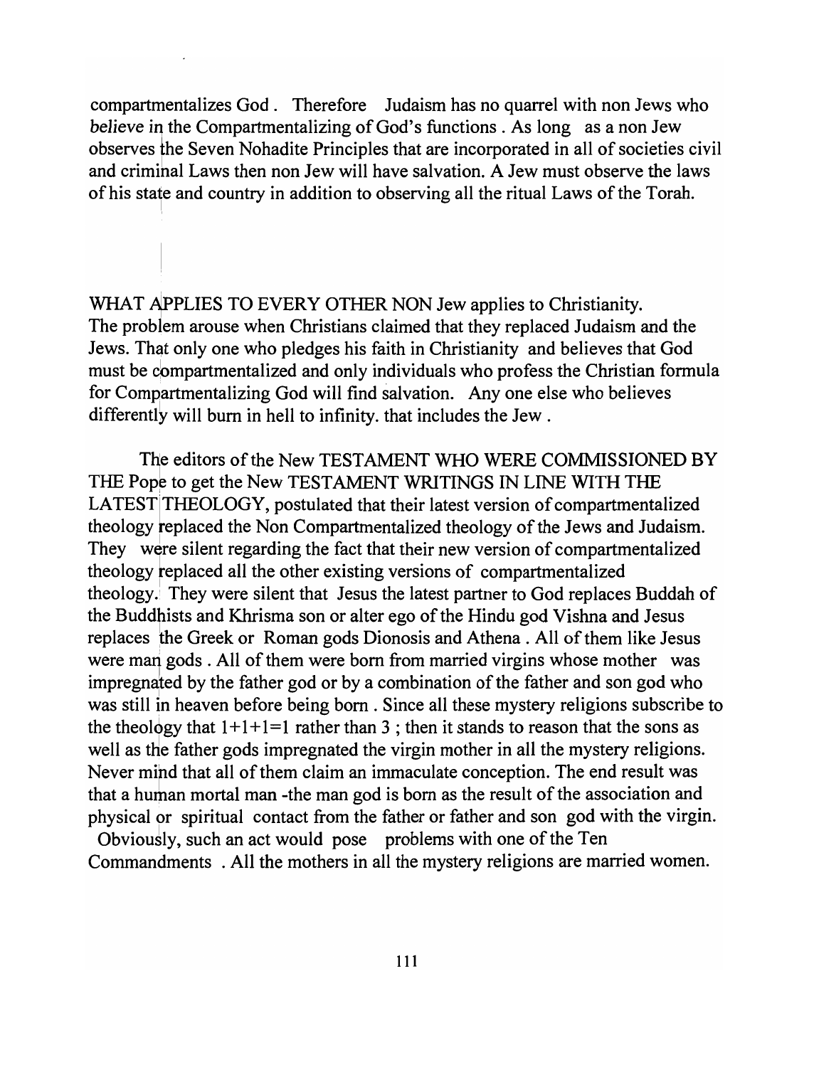compartmentalizes God . Therefore Judaism has no quarrel with non Jews who *believe in* the Compartmentalizing of God's functions . As long as a non Jew observes the Seven Nohadite Principles that are incorporated in all of societies civil and criminal Laws then non Jew will have salvation. A Jew must observe the laws of his state and country in addition to observing all the ritual Laws of the Torah.

WHAT APPLIES TO EVERY OTHER NON Jew applies to Christianity. The problem arouse when Christians claimed that they replaced Judaism and the Jews. That only one who pledges his faith in Christianity and believes that God must be compartmentalized and only individuals who profess the Christian formula for Compartmentalizing God will find salvation. Any one else who believes differently will burn in hell to infinity. that includes the Jew .

The editors of the New TESTAMENT WHO WERE COMMISSIONED BY THE Pope to get the New TESTAMENT WRITINGS IN LINE WITH THE LATEST THEOLOGY, postulated that their latest version of compartmentalized theology replaced the Non Compartmentalized theology of the Jews and Judaism. They were silent regarding the fact that their new version of compartmentalized theology replaced all the other existing versions of compartmentalized theology. They were silent that Jesus the latest partner to God replaces Buddah of the Buddhists and Khrisma son or alter ego of the Hindu god Vishna and Jesus replaces the Greek or Roman gods Dionosis and Athena . All of them like Jesus were man gods . All of them were born from married virgins whose mother was impregnated by the father god or by a combination of the father and son god who was still in heaven before being born . Since all these mystery religions subscribe to the theology that 1+1+1=1 rather than 3 ; then it stands to reason that the sons as well as the father gods impregnated the virgin mother in all the mystery religions. Never mind that all of them claim an immaculate conception. The end result was that a human mortal man -the man god is born as the result of the association and physical or spiritual contact from the father or father and son god with the virgin. Obviously, such an act would pose problems with one of the Ten Commandments . All the mothers in all the mystery religions are married women.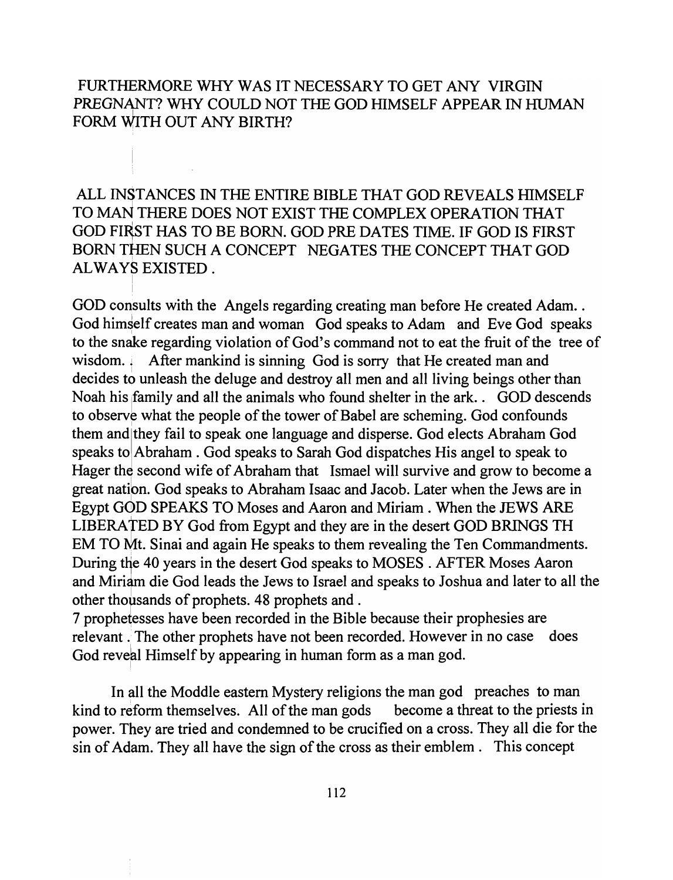FURTHERMORE WHY WAS IT NECESSARY TO GET ANY VIRGIN PREGNANT? WHY COULD NOT THE GOD HIMSELF APPEAR IN HUMAN FORM WITH OUT ANY BIRTH?

ALL INSTANCES IN THE ENTIRE BIBLE THAT GOD REVEALS HIMSELF TO MAN THERE DOES NOT EXIST THE COMPLEX OPERATION THAT GOD FIRST HAS TO BE BORN. GOD PRE DATES TIME. IF GOD IS FIRST BORN THEN SUCH A CONCEPT NEGATES THE CONCEPT THAT GOD ALWAYS EXISTED .

GOD consults with the Angels regarding creating man before He created Adam. . God himself creates man and woman God speaks to Adam and Eve God speaks to the snake regarding violation of God's command not to eat the fruit of the tree of wisdom. . After mankind is sinning God is sorry that He created man and decides to unleash the deluge and destroy all men and all living beings other than Noah his family and all the animals who found shelter in the ark. . GOD descends to observe what the people of the tower of Babel are scheming. God confounds them and they fail to speak one language and disperse. God elects Abraham God speaks to Abraham . God speaks to Sarah God dispatches His angel to speak to Hager the second wife of Abraham that Ismael will survive and grow to become a great nation. God speaks to Abraham Isaac and Jacob. Later when the Jews are in Egypt GOD SPEAKS TO Moses and Aaron and Miriam . When the JEWS ARE LIBERATED BY God from Egypt and they are in the desert GOD BRINGS TH EM TO Mt. Sinai and again He speaks to them revealing the Ten Commandments. During the 40 years in the desert God speaks to MOSES . AFTER Moses Aaron and Miriam die God leads the Jews to Israel and speaks to Joshua and later to all the other thousands of prophets. 48 prophets and .
7 prophetesses have been recorded in the Bible because their prophesies are relevant . The other prophets have not been recorded. However in no case does God reveal Himself by appearing in human form as a man god.

In all the Moddle eastern Mystery religions the man god preaches to man kind to reform themselves. All of the man gods become a threat to the priests in power. They are tried and condemned to be crucified on a cross. They all die for the sin of Adam. They all have the sign of the cross as their emblem . This concept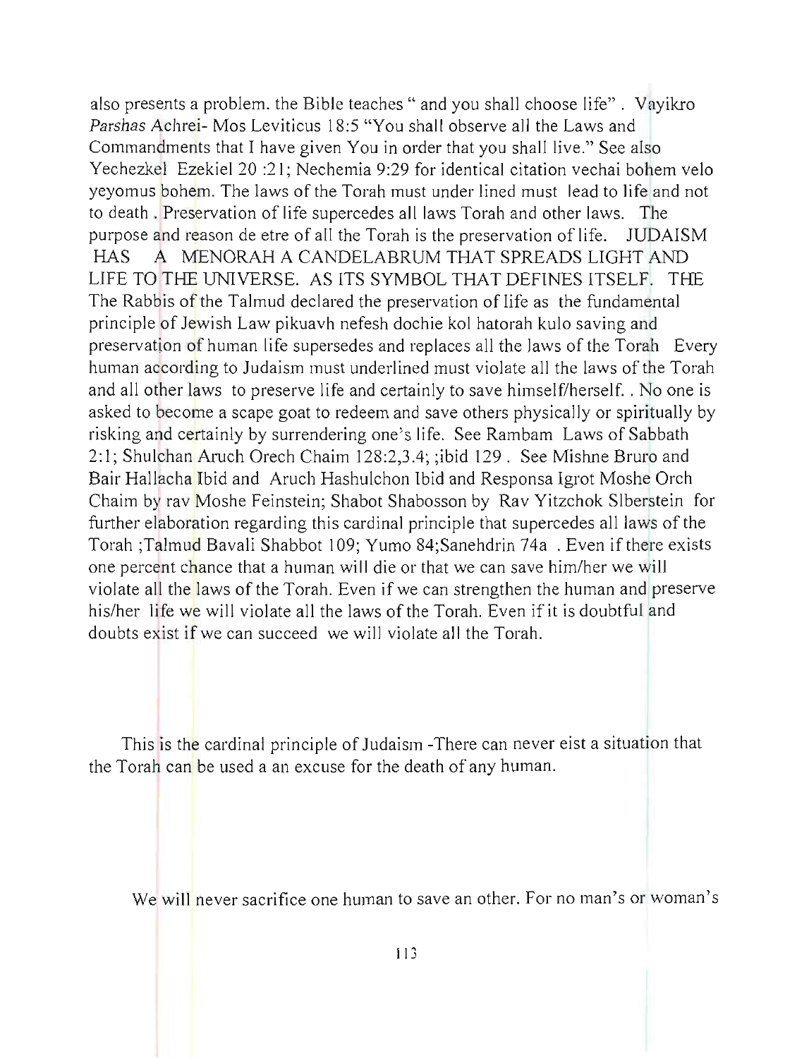also presents a problem. the Bible teaches " and you shall choose life" . Vayikro *Parshas* Achrei- Mos Leviticus 18:5 "You shall observe all the Laws and Commandments that I have given You in order that you shall live." See also Yechezkel Ezekiel 20 :21; Nechemia 9:29 for identical citation vechai bohem velo yeyomus bohem. The laws of the Torah must under lined must lead to life and not to death . Preservation of life supercedes all laws Torah and other laws. The purpose and reason de etre of all the Torah is the preservation of life. JUDAISM HAS A MENORAH A CANDELABRUM THAT SPREADS LIGHT AND LIFE TO THE UNIVERSE. AS ITS SYMBOL THAT DEFINES ITSELF. THE The Rabbis of the Talmud declared the preservation of life as the fundamental principle of Jewish Law pikuavh nefesh dochie kol hatorah kulo saving and preservation of human life supersedes and replaces all the laws of the Torah Every human according to Judaism must underlined must violate all the laws of the Torah and all other laws to preserve life and certainly to save himself/herself. . No one is asked to become a scape goat to redeem and save others physically or spiritually by risking and certainly by surrendering one's life. See Rambam Laws of Sabbath 2:1; Shulchan Aruch Orech Chaim 128:2,3.4; ;ibid 129 . See Mishne Bruro and Bair Hallacha Ibid and Aruch Hashulchon Ibid and Responsa Igrot Moshe Orch Chaim by rav Moshe Feinstein; Shabot Shabosson by Rav Yitzchok Slberstein for further elaboration regarding this cardinal principle that supercedes all laws of the Torah ;Talmud Bavali Shabbot 109; Yumo 84;Sanehdrin 74a . Even if there exists one percent chance that a human will die or that we can save him/her we will violate all the laws of the Torah. Even if we can strengthen the human and preserve his/her life we will violate all the laws of the Torah. Even if it is doubtful and doubts exist if we can succeed we will violate all the Torah.

This is the cardinal principle of Judaism -There can never eist a situation that the Torah can be used a an excuse for the death of any human.

We will never sacrifice one human to save an other. For no man's or woman's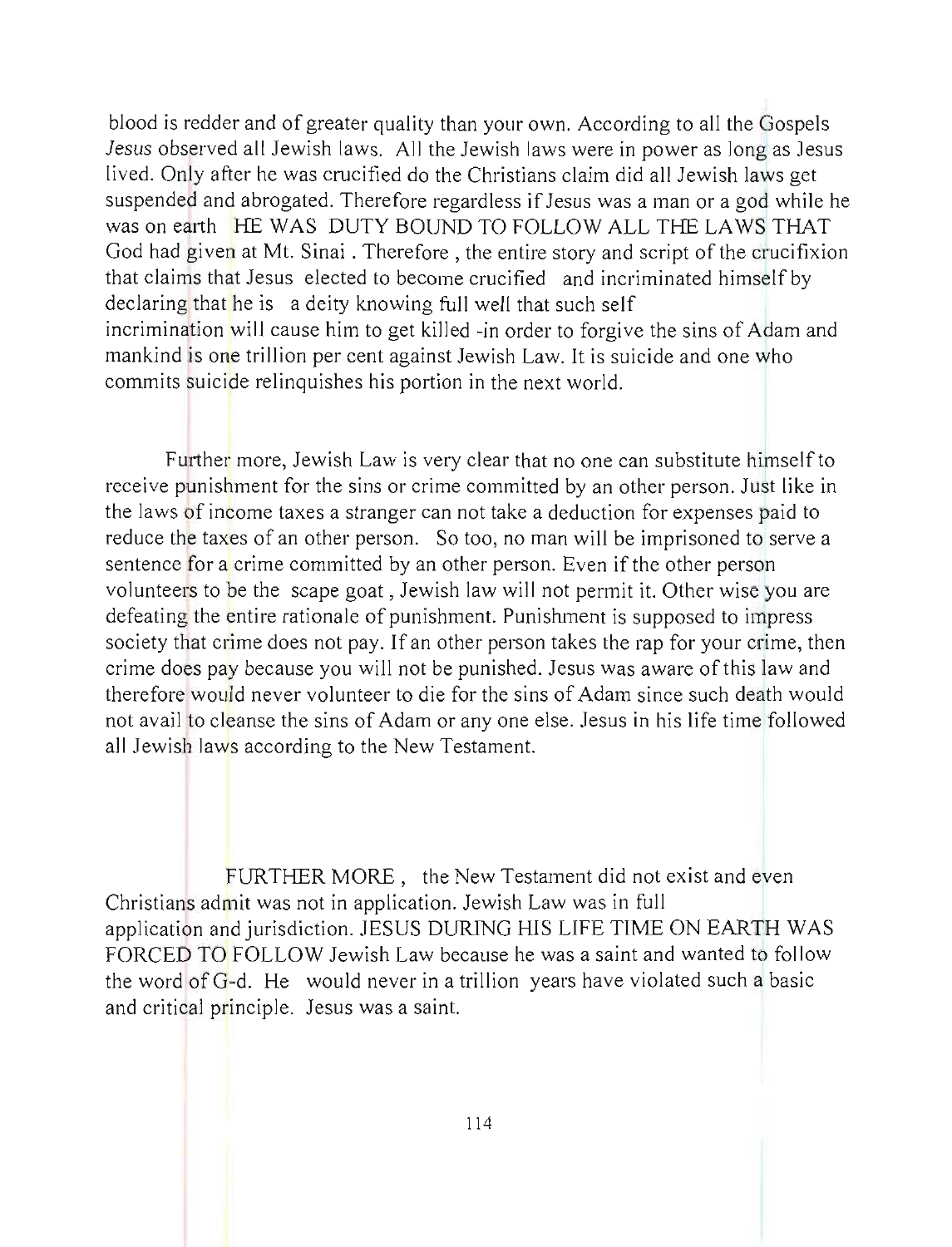blood is redder and of greater quality than your own. According to all the Gospels Jesus observed all Jewish laws. All the Jewish laws were in power as long as Jesus lived. Only after he was crucified do the Christians claim did all Jewish laws get suspended and abrogated. Therefore regardless if Jesus was a man or a god while he was on earth HE WAS DUTY BOUND TO FOLLOW ALL THE LAWS THAT God had given at Mt. Sinai . Therefore , the entire story and script of the crucifixion that claims that Jesus elected to become crucified and incriminated himself by declaring that he is a deity knowing full well that such self incrimination will cause him to get killed -in order to forgive the sins of Adam and mankind is one trillion per cent against Jewish Law. It is suicide and one who commits suicide relinquishes his portion in the next world.

Further more, Jewish Law is very clear that no one can substitute himself to receive punishment for the sins or crime committed by an other person. Just like in the laws of income taxes a stranger can not take a deduction for expenses paid to reduce the taxes of an other person. So too, no man will be imprisoned to serve a sentence for a crime committed by an other person. Even if the other person volunteers to be the scape goat , Jewish law will not permit it. Other wise you are defeating the entire rationale of punishment. Punishment is supposed to impress society that crime does not pay. If an other person takes the rap for your crime, then crime does pay because you will not be punished. Jesus was aware of this law and therefore would never volunteer to die for the sins of Adam since such death would not avail to cleanse the sins of Adam or any one else. Jesus in his life time followed all Jewish laws according to the New Testament.

FURTHER MORE , the New Testament did not exist and even Christians admit was not in application. Jewish Law was in full application and jurisdiction. JESUS DURING HIS LIFE TIME ON EARTH WAS FORCED TO FOLLOW Jewish Law because he was a saint and wanted to follow the word of G-d. He would never in a trillion years have violated such a basic and critical principle. Jesus was a saint.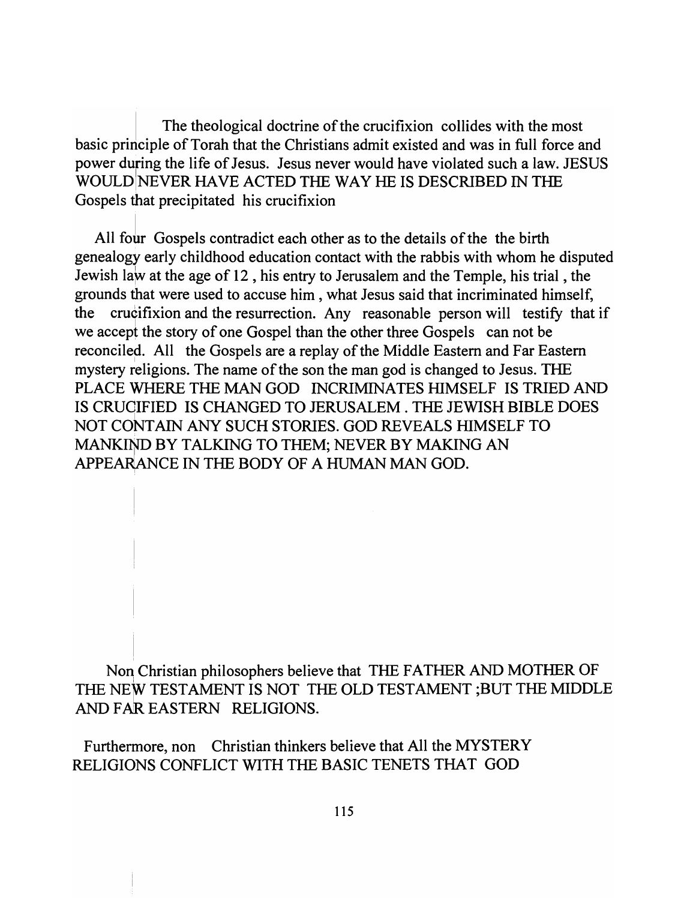The theological doctrine of the crucifixion collides with the most basic principle of Torah that the Christians admit existed and was in full force and power during the life of Jesus. Jesus never would have violated such a law. JESUS WOULD NEVER HAVE ACTED THE WAY HE IS DESCRIBED IN THE Gospels that precipitated his crucifixion

All four Gospels contradict each other as to the details of the the birth genealogy early childhood education contact with the rabbis with whom he disputed Jewish law at the age of 12 , his entry to Jerusalem and the Temple, his trial , the grounds that were used to accuse him , what Jesus said that incriminated himself, the crucifixion and the resurrection. Any reasonable person will testify that if we accept the story of one Gospel than the other three Gospels can not be reconciled. All the Gospels are a replay of the Middle Eastern and Far Eastern mystery religions. The name of the son the man god is changed to Jesus. THE PLACE WHERE THE MAN GOD INCRIMINATES HIMSELF IS TRIED AND IS CRUCIFIED IS CHANGED TO JERUSALEM . THE JEWISH BIBLE DOES NOT CONTAIN ANY SUCH STORIES. GOD REVEALS HIMSELF TO MANKIND BY TALKING TO THEM; NEVER BY MAKING AN APPEARANCE IN THE BODY OF A HUMAN MAN GOD.

Non Christian philosophers believe that THE FATHER AND MOTHER OF THE NEW TESTAMENT IS NOT THE OLD TESTAMENT ;BUT THE MIDDLE AND FAR EASTERN RELIGIONS.

Furthermore, non Christian thinkers believe that All the MYSTERY RELIGIONS CONFLICT WITH THE BASIC TENETS THAT GOD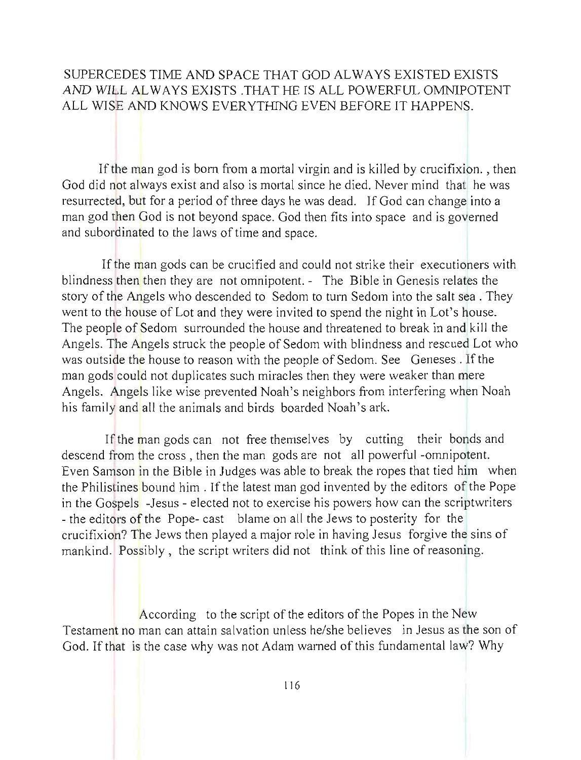SUPERCEDES TIME AND SPACE THAT GOD ALWAYS EXISTED EXISTS *AND WILL* ALWAYS EXISTS .THAT HE IS ALL POWERFUL OMNIPOTENT ALL WISE AND KNOWS EVERYTHING EVEN BEFORE IT HAPPENS.

If the man god is born from a mortal virgin and is killed by crucifixion. , then God did not always exist and also is mortal since he died. Never mind that he was resurrected, but for a period of three days he was dead. If God can change into a man god then God is not beyond space. God then fits into space and is governed and subordinated to the laws of time and space.

If the man gods can be crucified and could not strike their executioners with blindness then then they are not omnipotent. - The Bible in Genesis relates the story of the Angels who descended to Sedom to turn Sedom into the salt sea . They went to the house of Lot and they were invited to spend the night in Lot's house. The people of Sedom surrounded the house and threatened to break in and kill the Angels. The Angels struck the people of Sedom with blindness and rescued Lot who was outside the house to reason with the people of Sedom. See Geneses . If the man gods could not duplicates such miracles then they were weaker than mere Angels. Angels like wise prevented Noah's neighbors from interfering when Noah his family and all the animals and birds boarded Noah's ark.

If the man gods can not free themselves by cutting their bonds and descend from the cross , then the man gods are not all powerful -omnipotent. Even Samson in the Bible in Judges was able to break the ropes that tied him when the Philistines bound him . If the latest man god invented by the editors of the Pope in the Gospels -Jesus - elected not to exercise his powers how can the scriptwriters - the editors of the Pope- cast blame on all the Jews to posterity for the crucifixion? The Jews then played a major role in having Jesus forgive the sins of mankind. Possibly , the script writers did not think of this line of reasoning.

According to the script of the editors of the Popes in the New Testament no man can attain salvation unless he/she believes in Jesus as the son of God. If that is the case why was not Adam warned of this fundamental law? Why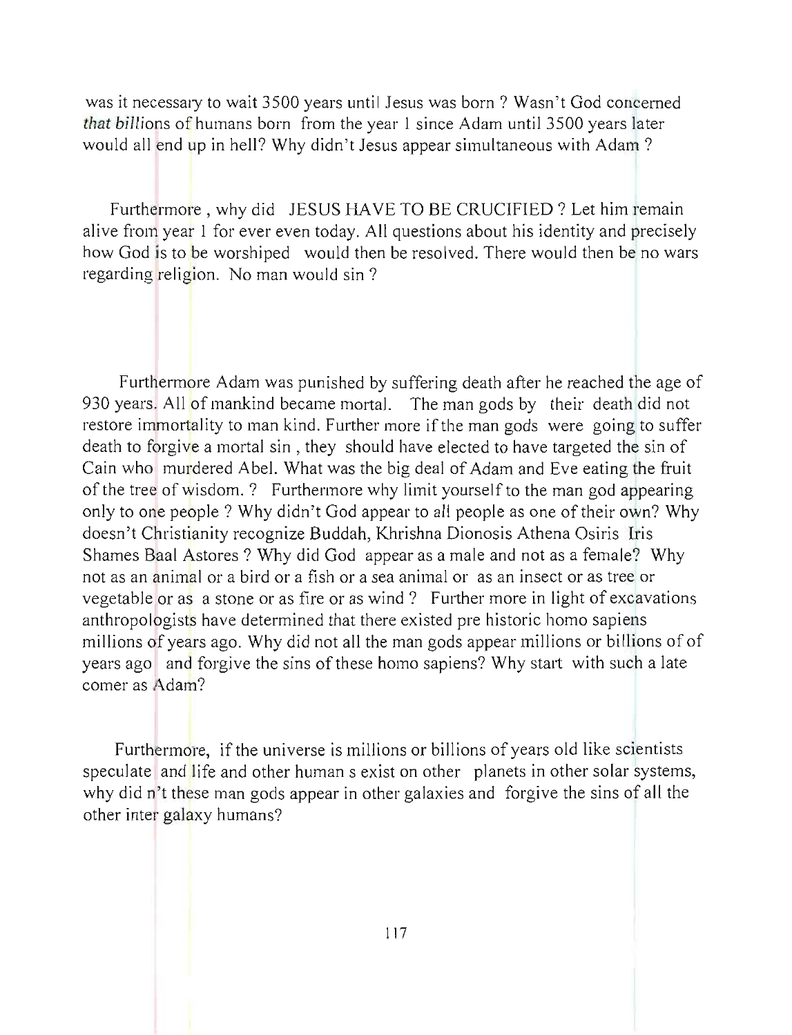was it necessary to wait 3500 years until Jesus was born ? Wasn't God concerned *that bil*lions of humans born from the year 1 since Adam until 3500 years later would all end up in hell? Why didn't Jesus appear simultaneous with Adam ?

Furthermore , why did JESUS HAVE TO BE CRUCIFIED ? Let him remain alive from year 1 for ever even today. All questions about his identity and precisely how God is to be worshiped would then be resolved. There would then be no wars regarding religion. No man would sin ?

Furthermore Adam was punished by suffering death after he reached the age of 930 years. All of mankind became mortal. The man gods by their death did not restore immortality to man kind. Further more if the man gods were going to suffer death to forgive a mortal sin , they should have elected to have targeted the sin of Cain who murdered Abel. What was the big deal of Adam and Eve eating the fruit of the tree of wisdom. ? Furthermore why limit yourself to the man god appearing only to one people ? Why didn't God appear to all people as one of their own? Why doesn't Christianity recognize Buddah, Khrishna Dionosis Athena Osiris Iris Shames Baal Astores ? Why did God appear as a male and not as a female? Why not as an animal or a bird or a fish or a sea animal or as an insect or as tree or vegetable or as a stone or as fire or as wind ? Further more in light of excavations anthropologists have determined that there existed pre historic homo sapiens millions of years ago. Why did not all the man gods appear millions or billions of of years ago and forgive the sins of these homo sapiens? Why start with such a late comer as Adam?

Furthermore, if the universe is millions or billions of years old like scientists speculate and life and other human s exist on other planets in other solar systems, why did n't these man gods appear in other galaxies and forgive the sins of all the other inter galaxy humans?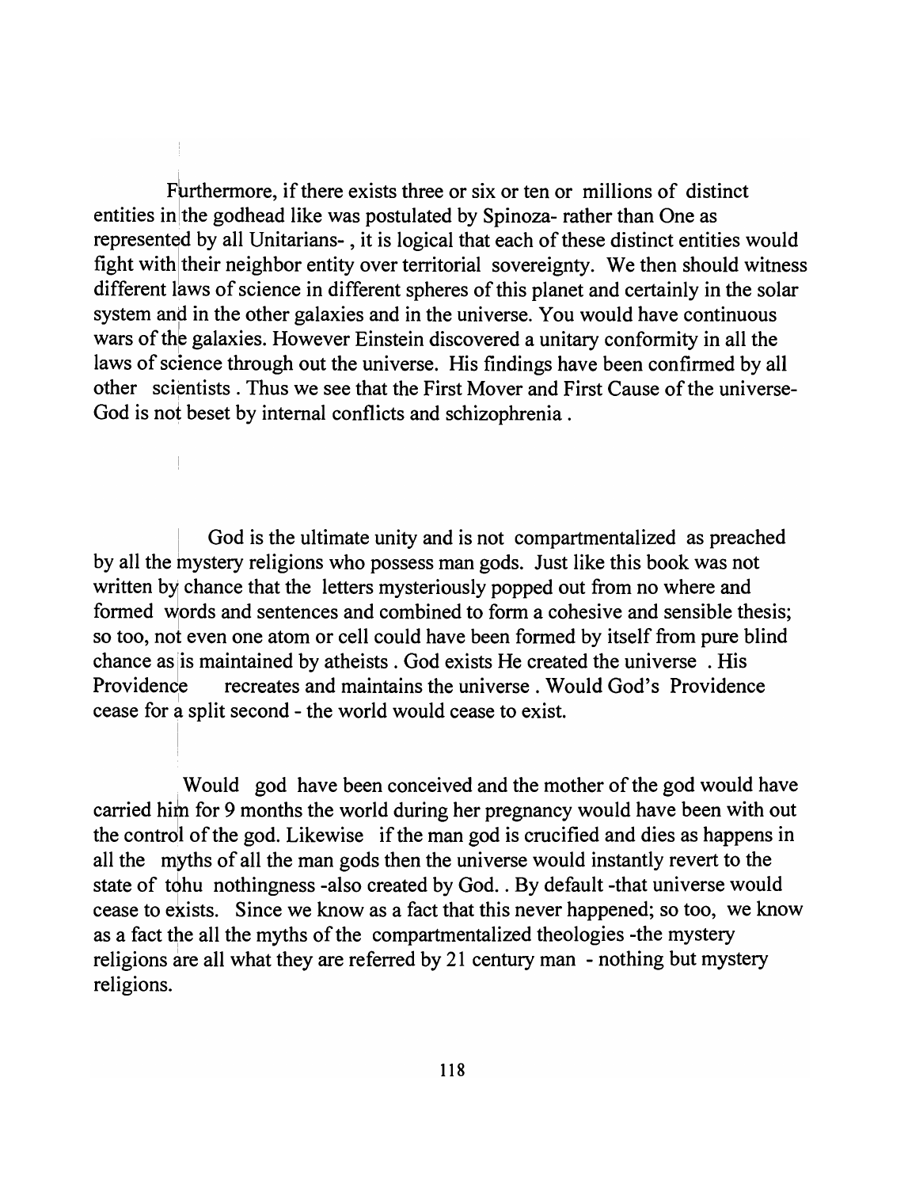Furthermore, if there exists three or six or ten or millions of distinct entities in the godhead like was postulated by Spinoza- rather than One as represented by all Unitarians- , it is logical that each of these distinct entities would fight with their neighbor entity over territorial sovereignty. We then should witness different laws of science in different spheres of this planet and certainly in the solar system and in the other galaxies and in the universe. You would have continuous wars of the galaxies. However Einstein discovered a unitary conformity in all the laws of science through out the universe. His findings have been confirmed by all other scientists . Thus we see that the First Mover and First Cause of the universe- God is not beset by internal conflicts and schizophrenia .

God is the ultimate unity and is not compartmentalized as preached by all the mystery religions who possess man gods. Just like this book was not written by chance that the letters mysteriously popped out from no where and formed words and sentences and combined to form a cohesive and sensible thesis; so too, not even one atom or cell could have been formed by itself from pure blind chance as is maintained by atheists . God exists He created the universe . His Providence recreates and maintains the universe . Would God's Providence cease for a split second - the world would cease to exist.

Would god have been conceived and the mother of the god would have carried him for 9 months the world during her pregnancy would have been with out the control of the god. Likewise if the man god is crucified and dies as happens in all the myths of all the man gods then the universe would instantly revert to the state of tohu nothingness -also created by God. . By default -that universe would cease to exists. Since we know as a fact that this never happened; so too, we know as a fact the all the myths of the compartmentalized theologies -the mystery religions are all what they are referred by 21 century man - nothing but mystery religions.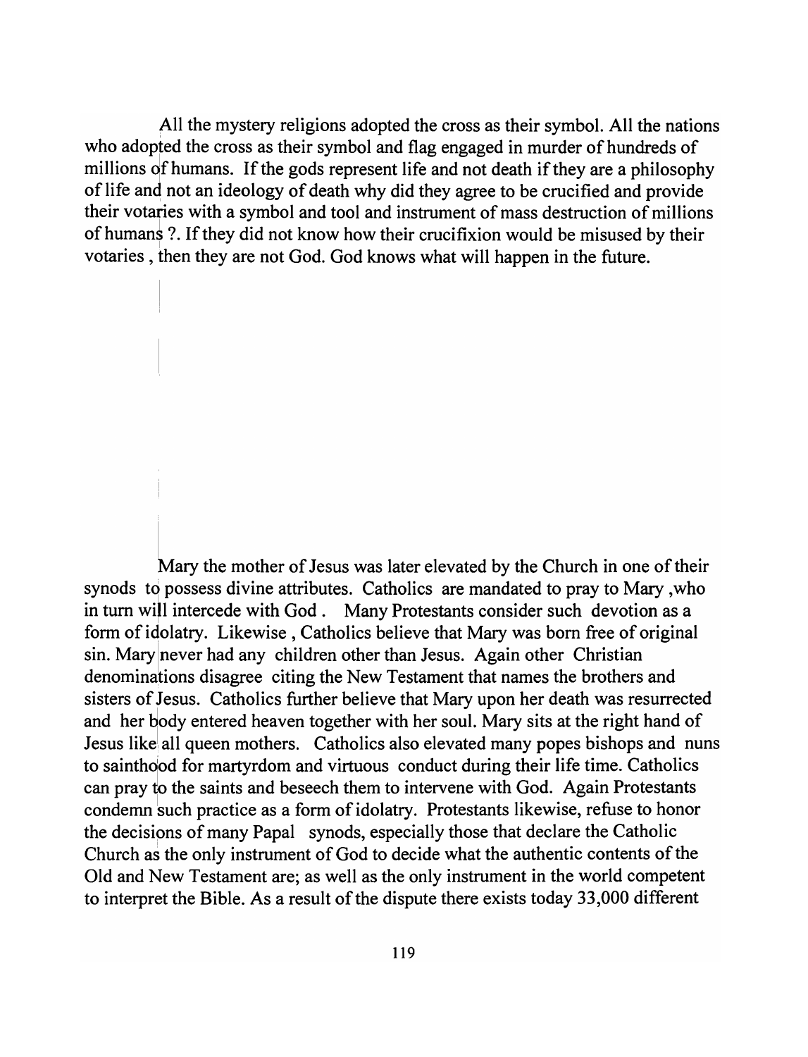All the mystery religions adopted the cross as their symbol. All the nations who adopted the cross as their symbol and flag engaged in murder of hundreds of millions of humans. If the gods represent life and not death if they are a philosophy of life and not an ideology of death why did they agree to be crucified and provide their votaries with a symbol and tool and instrument of mass destruction of millions of humans ?. If they did not know how their crucifixion would be misused by their votaries , then they are not God. God knows what will happen in the future.

Mary the mother of Jesus was later elevated by the Church in one of their synods to possess divine attributes. Catholics are mandated to pray to Mary ,who in turn will intercede with God . Many Protestants consider such devotion as a form of idolatry. Likewise , Catholics believe that Mary was born free of original sin. Mary never had any children other than Jesus. Again other Christian denominations disagree citing the New Testament that names the brothers and sisters of Jesus. Catholics further believe that Mary upon her death was resurrected and her body entered heaven together with her soul. Mary sits at the right hand of Jesus like all queen mothers. Catholics also elevated many popes bishops and nuns to sainthood for martyrdom and virtuous conduct during their life time. Catholics can pray to the saints and beseech them to intervene with God. Again Protestants condemn such practice as a form of idolatry. Protestants likewise, refuse to honor the decisions of many Papal synods, especially those that declare the Catholic Church as the only instrument of God to decide what the authentic contents of the Old and New Testament are; as well as the only instrument in the world competent to interpret the Bible. As a result of the dispute there exists today 33,000 different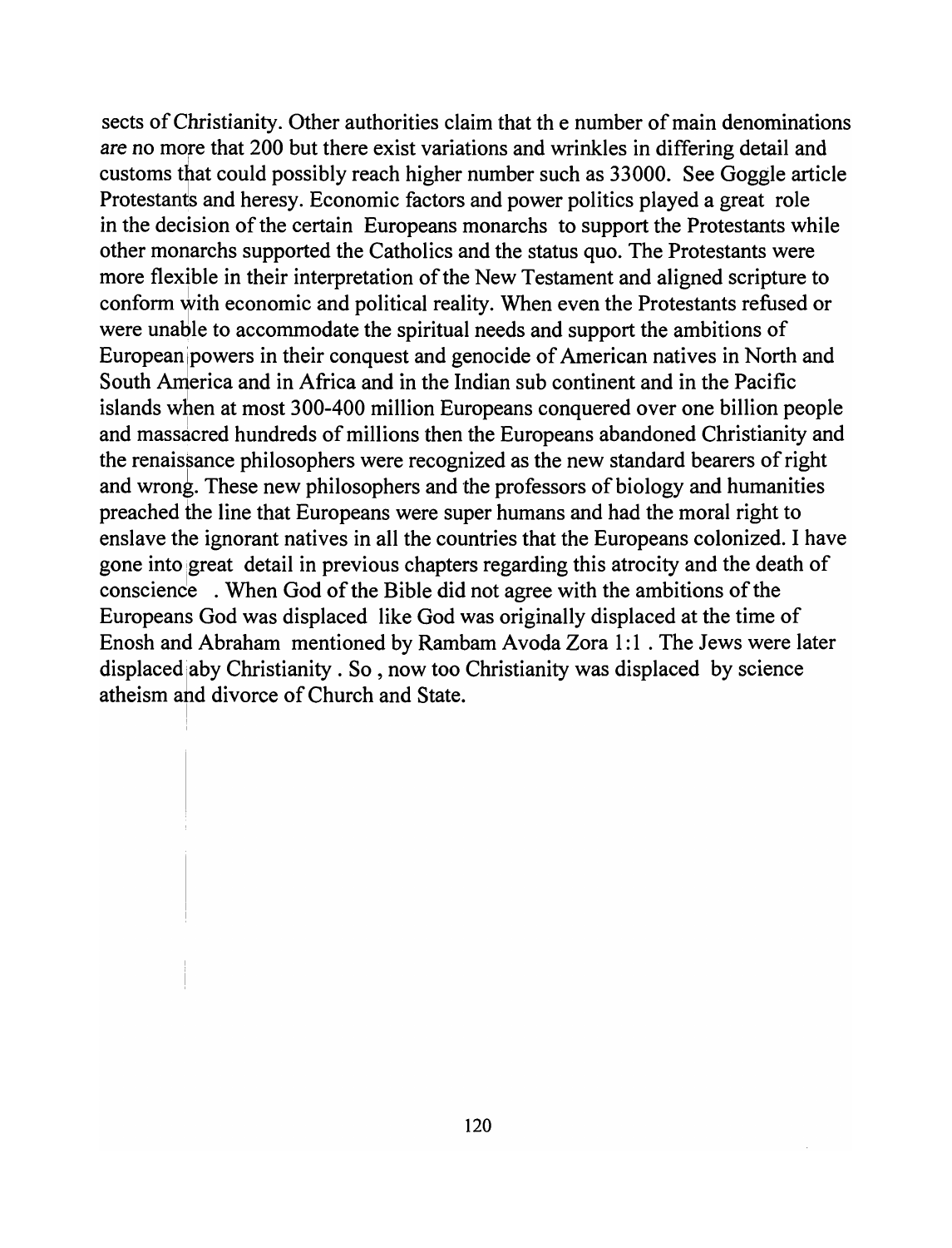sects of Christianity. Other authorities claim that th e number of main denominations are no more that 200 but there exist variations and wrinkles in differing detail and customs that could possibly reach higher number such as 33000. See Goggle article Protestants and heresy. Economic factors and power politics played a great role in the decision of the certain Europeans monarchs to support the Protestants while other monarchs supported the Catholics and the status quo. The Protestants were more flexible in their interpretation of the New Testament and aligned scripture to conform with economic and political reality. When even the Protestants refused or were unable to accommodate the spiritual needs and support the ambitions of European powers in their conquest and genocide of American natives in North and South America and in Africa and in the Indian sub continent and in the Pacific islands when at most 300-400 million Europeans conquered over one billion people and massacred hundreds of millions then the Europeans abandoned Christianity and the renaissance philosophers were recognized as the new standard bearers of right and wrong. These new philosophers and the professors of biology and humanities preached the line that Europeans were super humans and had the moral right to enslave the ignorant natives in all the countries that the Europeans colonized. I have gone into great detail in previous chapters regarding this atrocity and the death of conscience . When God of the Bible did not agree with the ambitions of the Europeans God was displaced like God was originally displaced at the time of Enosh and Abraham mentioned by Rambam Avoda Zora 1:1 . The Jews were later displaced aby Christianity . So , now too Christianity was displaced by science atheism and divorce of Church and State.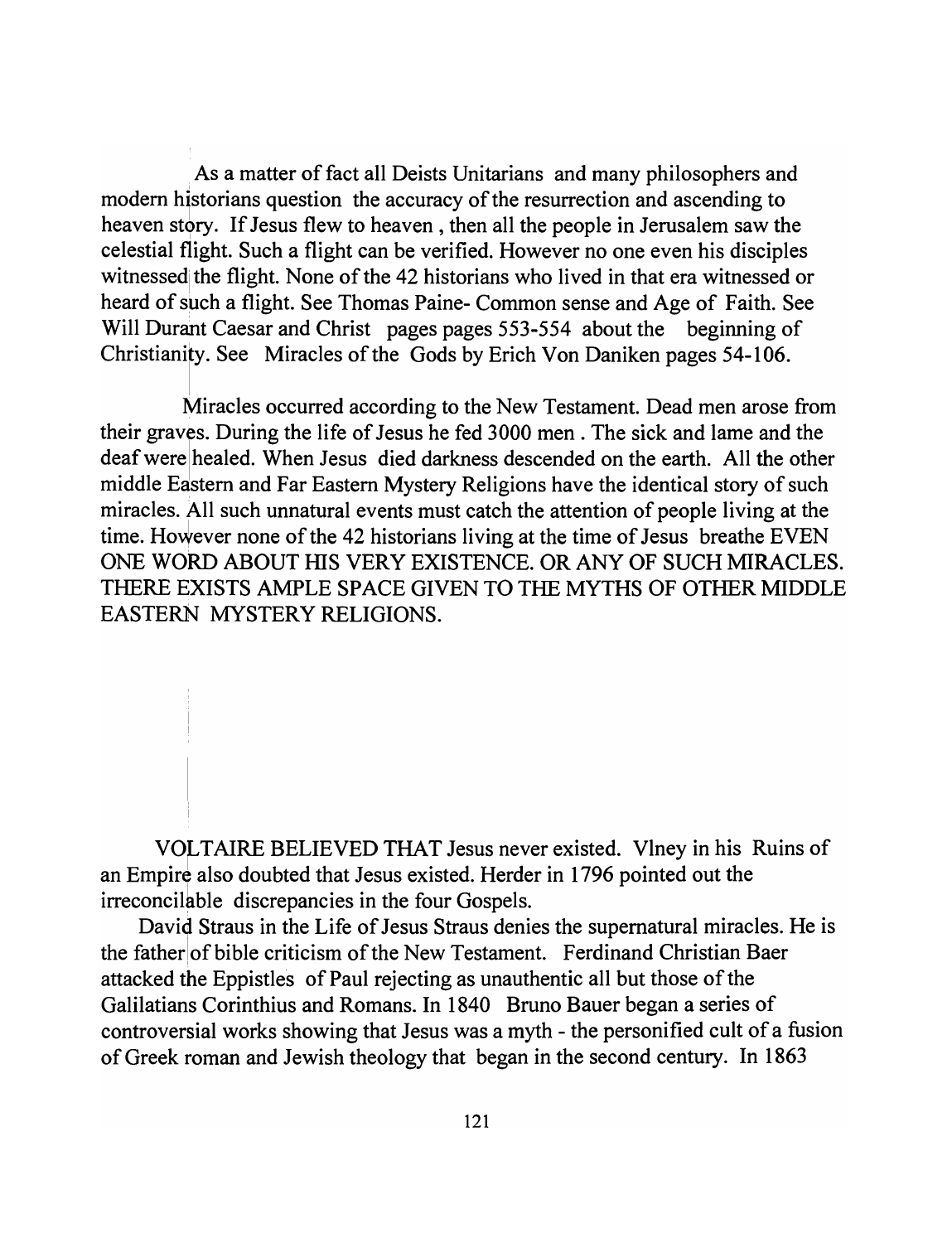As a matter of fact all Deists Unitarians and many philosophers and modern historians question the accuracy of the resurrection and ascending to heaven story. If Jesus flew to heaven , then all the people in Jerusalem saw the celestial flight. Such a flight can be verified. However no one even his disciples witnessed the flight. None of the 42 historians who lived in that era witnessed or heard of such a flight. See Thomas Paine- Common sense and Age of Faith. See Will Durant Caesar and Christ pages pages 553-554 about the beginning of Christianity. See Miracles of the Gods by Erich Von Daniken pages 54-106.

Miracles occurred according to the New Testament. Dead men arose from their graves. During the life of Jesus he fed 3000 men . The sick and lame and the deaf were healed. When Jesus died darkness descended on the earth. All the other middle Eastern and Far Eastern Mystery Religions have the identical story of such miracles. All such unnatural events must catch the attention of people living at the time. However none of the 42 historians living at the time of Jesus breathe EVEN ONE WORD ABOUT HIS VERY EXISTENCE. OR ANY OF SUCH MIRACLES. THERE EXISTS AMPLE SPACE GIVEN TO THE MYTHS OF OTHER MIDDLE EASTERN MYSTERY RELIGIONS.

VOLTAIRE BELIEVED THAT Jesus never existed. Vlney in his Ruins of an Empire also doubted that Jesus existed. Herder in 1796 pointed out the irreconcilable discrepancies in the four Gospels.

David Straus in the Life of Jesus Straus denies the supernatural miracles. He is the father of bible criticism of the New Testament. Ferdinand Christian Baer attacked the Eppistles of Paul rejecting as unauthentic all but those of the Galilatians Corinthius and Romans. In 1840 Bruno Bauer began a series of controversial works showing that Jesus was a myth - the personified cult of a fusion of Greek roman and Jewish theology that began in the second century. In 1863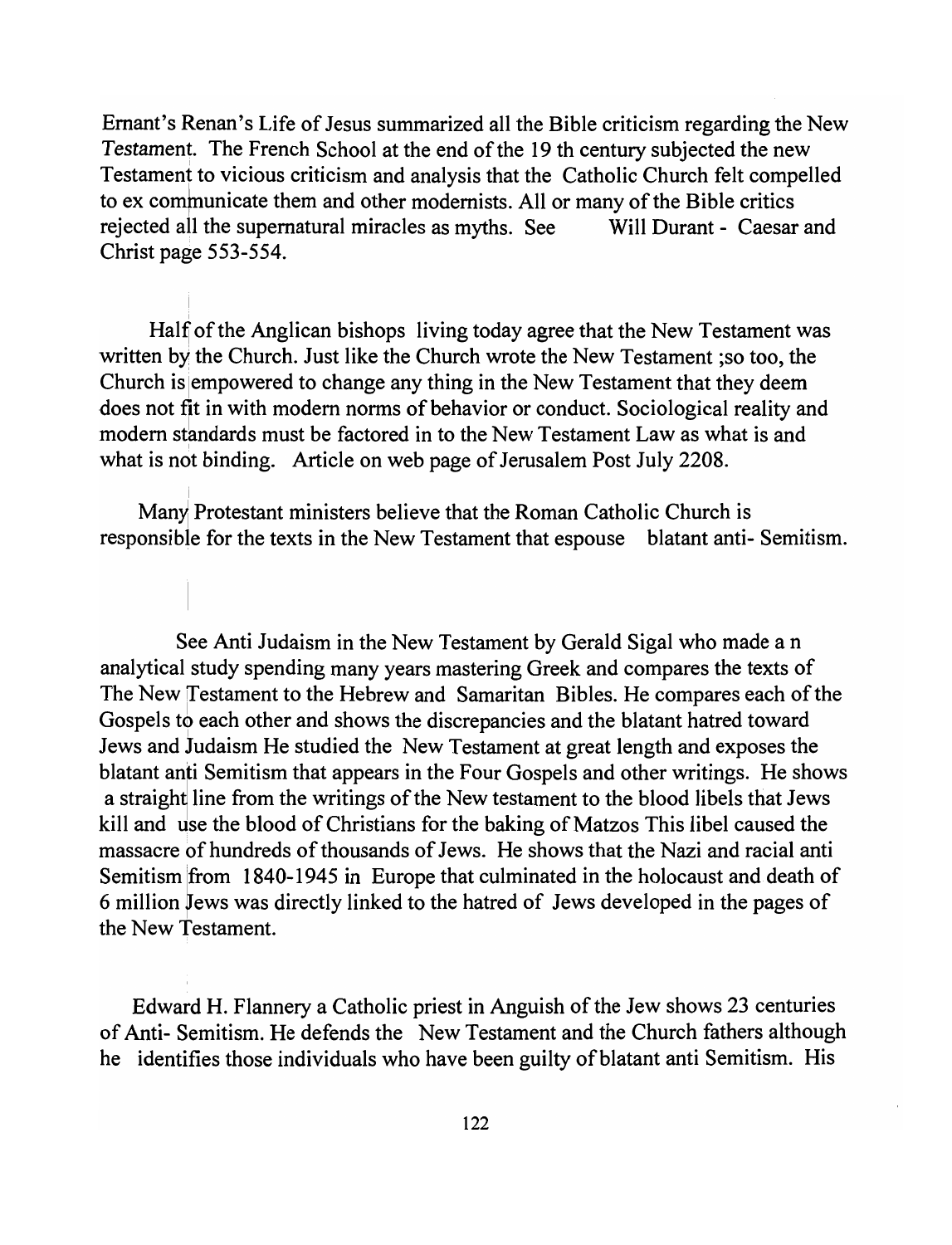Ernant's Renan's Life of Jesus summarized all the Bible criticism regarding the New Testament. The French School at the end of the 19 th century subjected the new Testament to vicious criticism and analysis that the Catholic Church felt compelled to ex communicate them and other modernists. All or many of the Bible critics rejected all the supernatural miracles as myths. See Will Durant - Caesar and Christ page 553-554.

Half of the Anglican bishops living today agree that the New Testament was written by the Church. Just like the Church wrote the New Testament ;so too, the Church is empowered to change any thing in the New Testament that they deem does not fit in with modern norms of behavior or conduct. Sociological reality and modern standards must be factored in to the New Testament Law as what is and what is not binding. Article on web page of Jerusalem Post July 2208.

Many Protestant ministers believe that the Roman Catholic Church is responsible for the texts in the New Testament that espouse blatant anti- Semitism.

See Anti Judaism in the New Testament by Gerald Sigal who made a n analytical study spending many years mastering Greek and compares the texts of The New Testament to the Hebrew and Samaritan Bibles. He compares each of the Gospels to each other and shows the discrepancies and the blatant hatred toward Jews and Judaism He studied the New Testament at great length and exposes the blatant anti Semitism that appears in the Four Gospels and other writings. He shows a straight line from the writings of the New testament to the blood libels that Jews kill and use the blood of Christians for the baking of Matzos This libel caused the massacre of hundreds of thousands of Jews. He shows that the Nazi and racial anti Semitism from 1840-1945 in Europe that culminated in the holocaust and death of 6 million Jews was directly linked to the hatred of Jews developed in the pages of the New Testament.

Edward H. Flannery a Catholic priest in Anguish of the Jew shows 23 centuries of Anti- Semitism. He defends the New Testament and the Church fathers although he identifies those individuals who have been guilty of blatant anti Semitism. His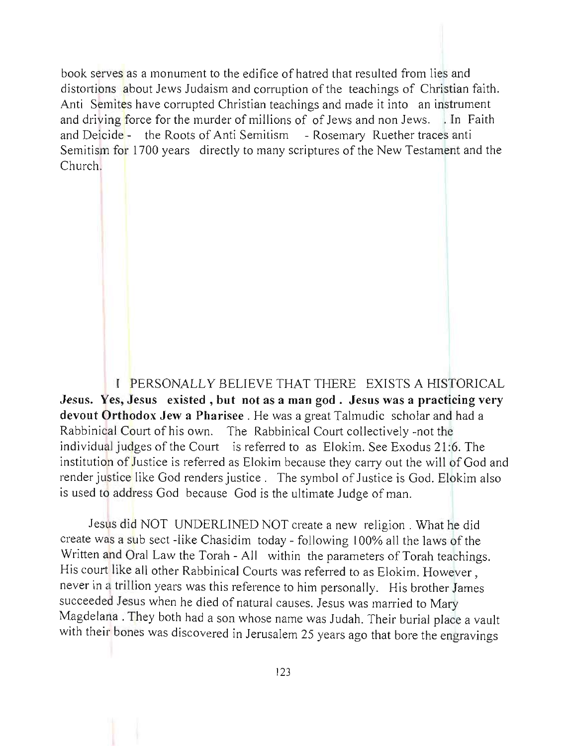book serves as a monument to the edifice of hatred that resulted from lies and distortions about Jews Judaism and corruption of the teachings of Christian faith. Anti Semites have corrupted Christian teachings and made it into an instrument and driving force for the murder of millions of of Jews and non Jews. . In Faith and Deicide - the Roots of Anti Semitism - Rosemary Ruether traces anti Semitism for 1700 years directly to many scriptures of the New Testament and the Church.

I PERSONALLY BELIEVE THAT THERE EXISTS A HISTORICAL **Jesus. Yes, Jesus existed , but not as a man god . Jesus was a practicing very devout Orthodox Jew a Pharisee** . He was a great Talmudic scholar and had a Rabbinical Court of his own. The Rabbinical Court collectively -not the individual judges of the Court is referred to as Elokim. See Exodus 21:6. The institution of Justice is referred as Elokim because they carry out the will of God and render justice like God renders justice . The symbol of Justice is God. Elokim also is used to address God because God is the ultimate Judge of man.

Jesus did NOT UNDERLINED NOT create a new religion . What he did create was a sub sect -like Chasidim today - following 100% all the laws of the Written and Oral Law the Torah - All within the parameters of Torah teachings. His court like all other Rabbinical Courts was referred to as Elokim. However , never in a trillion years was this reference to him personally. His brother James succeeded Jesus when he died of natural causes. Jesus was married to Mary Magdelana . They both had a son whose name was Judah. Their burial place a vault with their bones was discovered in Jerusalem 25 years ago that bore the engravings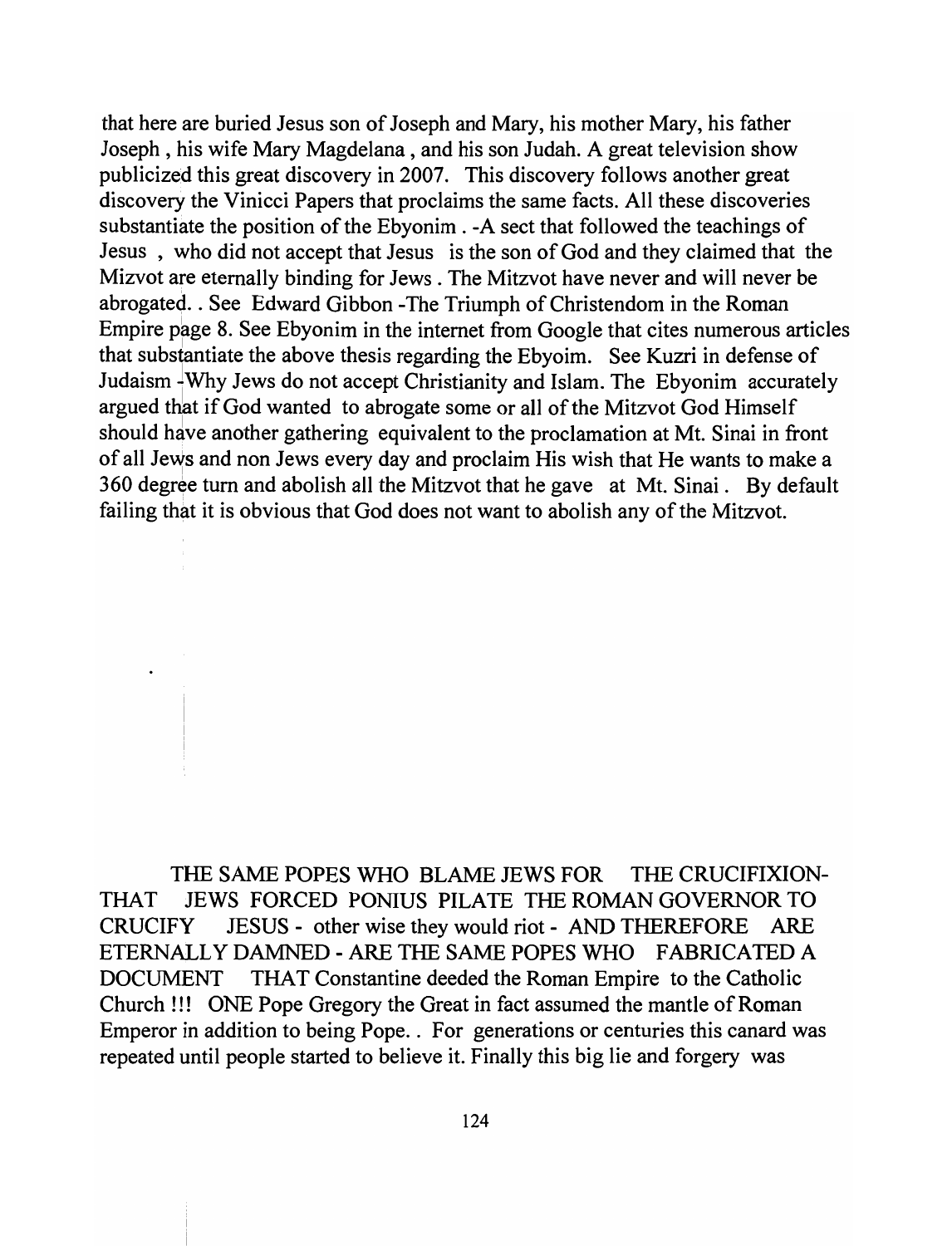that here are buried Jesus son of Joseph and Mary, his mother Mary, his father Joseph , his wife Mary Magdelana , and his son Judah. A great television show publicized this great discovery in 2007. This discovery follows another great discovery the Vinicci Papers that proclaims the same facts. All these discoveries substantiate the position of the Ebyonim . -A sect that followed the teachings of Jesus , who did not accept that Jesus is the son of God and they claimed that the Mizvot are eternally binding for Jews . The Mitzvot have never and will never be abrogated. . See Edward Gibbon -The Triumph of Christendom in the Roman Empire page 8. See Ebyonim in the internet from Google that cites numerous articles that substantiate the above thesis regarding the Ebyoim. See Kuzri in defense of Judaism -Why Jews do not accept Christianity and Islam. The Ebyonim accurately argued that if God wanted to abrogate some or all of the Mitzvot God Himself should have another gathering equivalent to the proclamation at Mt. Sinai in front of all Jews and non Jews every day and proclaim His wish that He wants to make a 360 degree turn and abolish all the Mitzvot that he gave at Mt. Sinai . By default failing that it is obvious that God does not want to abolish any of the Mitzvot.

THE SAME POPES WHO BLAME JEWS FOR THE CRUCIFIXION- THAT JEWS FORCED PONIUS PILATE THE ROMAN GOVERNOR TO CRUCIFY JESUS - other wise they would riot - AND THEREFORE ARE ETERNALLY DAMNED - ARE THE SAME POPES WHO FABRICATED A DOCUMENT THAT Constantine deeded the Roman Empire to the Catholic Church !!! ONE Pope Gregory the Great in fact assumed the mantle of Roman Emperor in addition to being Pope.. For generations or centuries this canard was repeated until people started to believe it. Finally this big lie and forgery was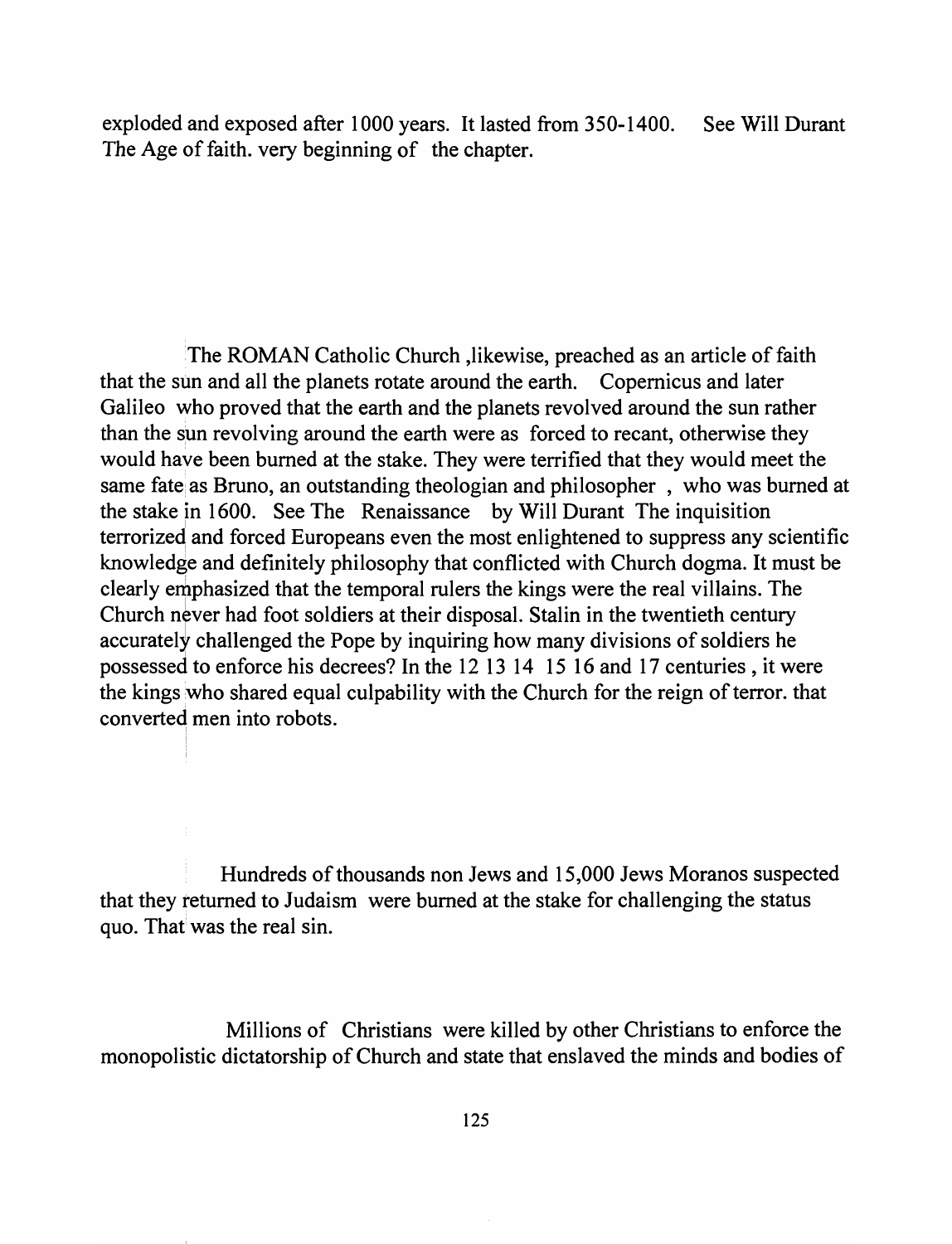exploded and exposed after 1000 years. It lasted from 350-1400. See Will Durant The Age of faith. very beginning of the chapter.

The ROMAN Catholic Church ,likewise, preached as an article of faith that the sun and all the planets rotate around the earth. Copernicus and later Galileo who proved that the earth and the planets revolved around the sun rather than the sun revolving around the earth were as forced to recant, otherwise they would have been burned at the stake. They were terrified that they would meet the same fate as Bruno, an outstanding theologian and philosopher , who was burned at the stake in 1600. See The Renaissance by Will Durant The inquisition terrorized and forced Europeans even the most enlightened to suppress any scientific knowledge and definitely philosophy that conflicted with Church dogma. It must be clearly emphasized that the temporal rulers the kings were the real villains. The Church never had foot soldiers at their disposal. Stalin in the twentieth century accurately challenged the Pope by inquiring how many divisions of soldiers he possessed to enforce his decrees? In the 12 13 14 15 16 and 17 centuries , it were the kings who shared equal culpability with the Church for the reign of terror. that converted men into robots.

Hundreds of thousands non Jews and 15,000 Jews Moranos suspected that they returned to Judaism were burned at the stake for challenging the status quo. That was the real sin.

Millions of Christians were killed by other Christians to enforce the monopolistic dictatorship of Church and state that enslaved the minds and bodies of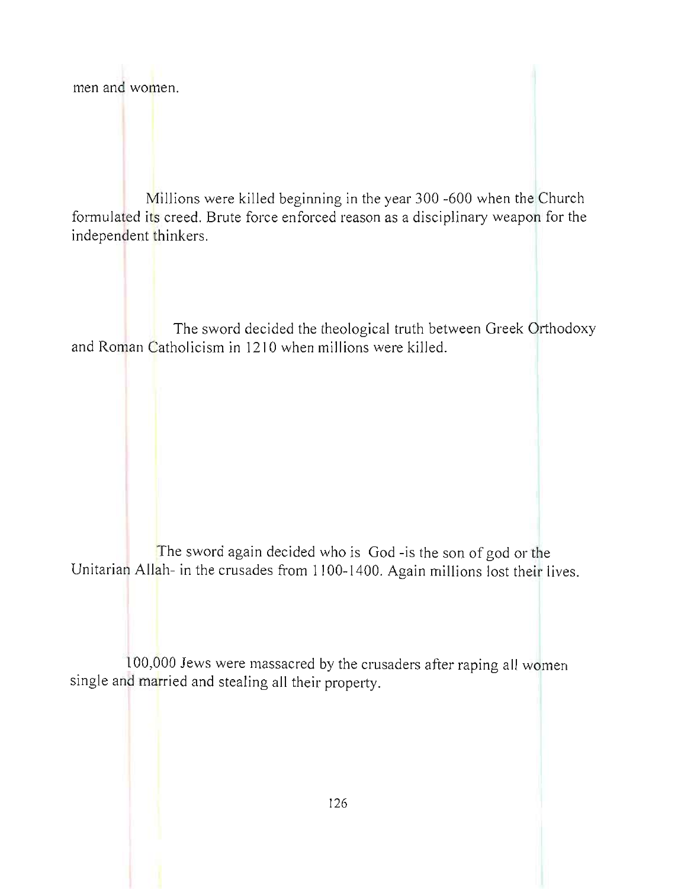men and women.

Millions were killed beginning in the year 300 -600 when the Church formulated its creed. Brute force enforced reason as a disciplinary weapon for the independent thinkers.

The sword decided the theological truth between Greek Orthodoxy and Roman Catholicism in 1210 when millions were killed.

The sword again decided who is God -is the son of god or the Unitarian Allah- in the crusades from 1100-1400. Again millions lost their lives.

100,000 Jews were massacred by the crusaders after raping all women single and married and stealing all their property.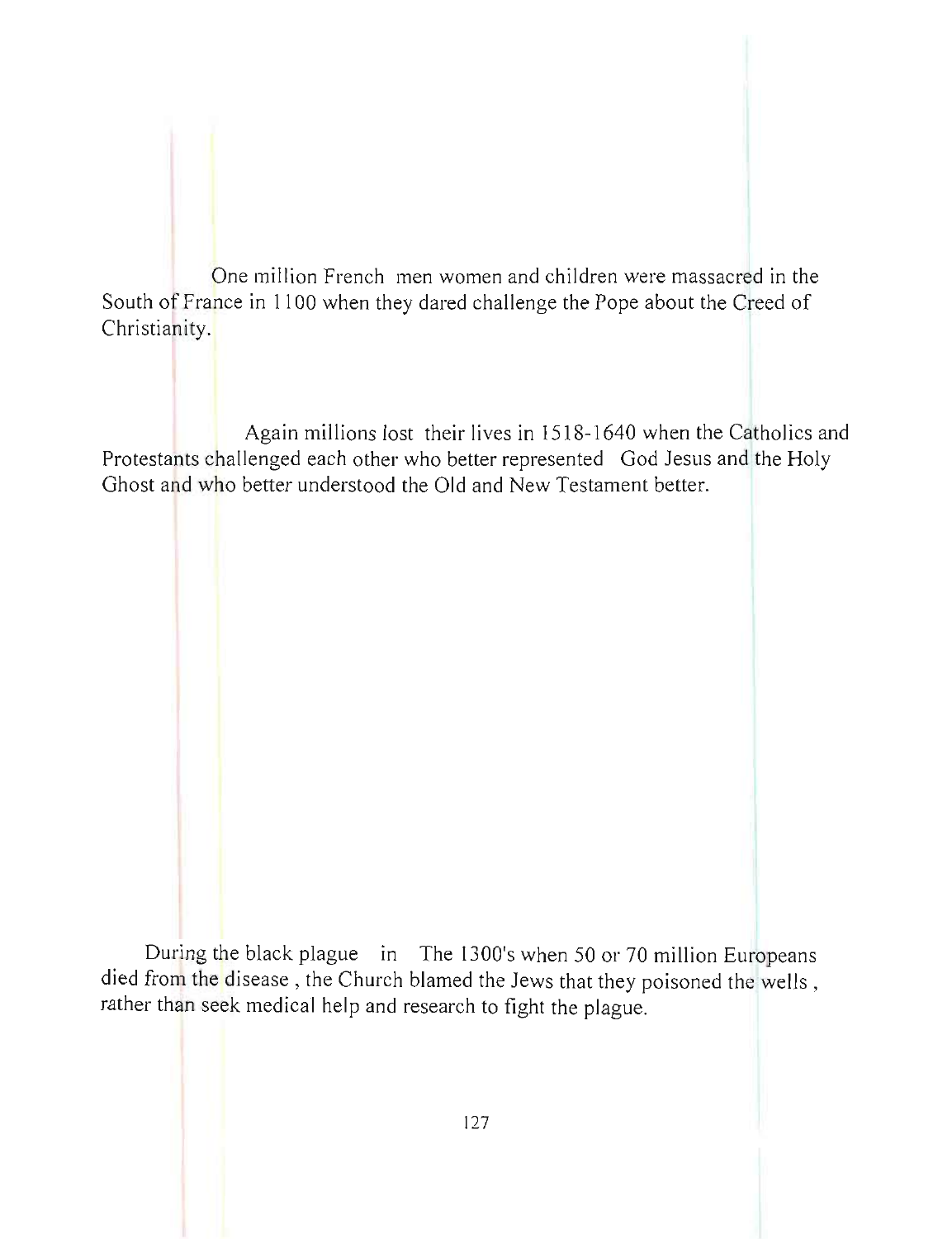One million French men women and children were massacred in the South of France in 1100 when they dared challenge the Pope about the Creed of Christianity.

Again millions lost their lives in 1518-1640 when the Catholics and Protestants challenged each other who better represented God Jesus and the Holy Ghost and who better understood the Old and New Testament better.

During the black plague in The 1300's when 50 or 70 million Europeans died from the disease , the Church blamed the Jews that they poisoned the wells , rather than seek medical help and research to fight the plague.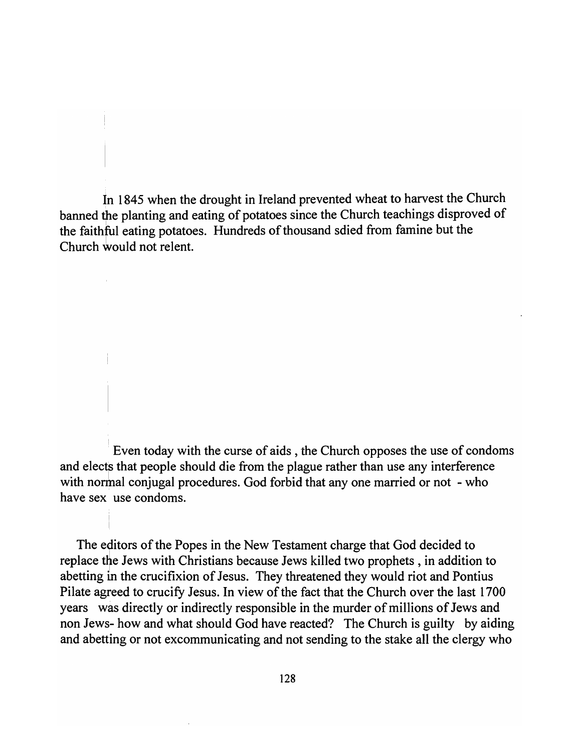In 1845 when the drought in Ireland prevented wheat to harvest the Church banned the planting and eating of potatoes since the Church teachings disproved of the faithful eating potatoes. Hundreds of thousand sdied from famine but the Church would not relent.

Even today with the curse of aids , the Church opposes the use of condoms and elects that people should die from the plague rather than use any interference with normal conjugal procedures. God forbid that any one married or not - who have sex use condoms.

The editors of the Popes in the New Testament charge that God decided to replace the Jews with Christians because Jews killed two prophets , in addition to abetting in the crucifixion of Jesus. They threatened they would riot and Pontius Pilate agreed to crucify Jesus. In view of the fact that the Church over the last 1700 years was directly or indirectly responsible in the murder of millions of Jews and non Jews- how and what should God have reacted? The Church is guilty by aiding and abetting or not excommunicating and not sending to the stake all the clergy who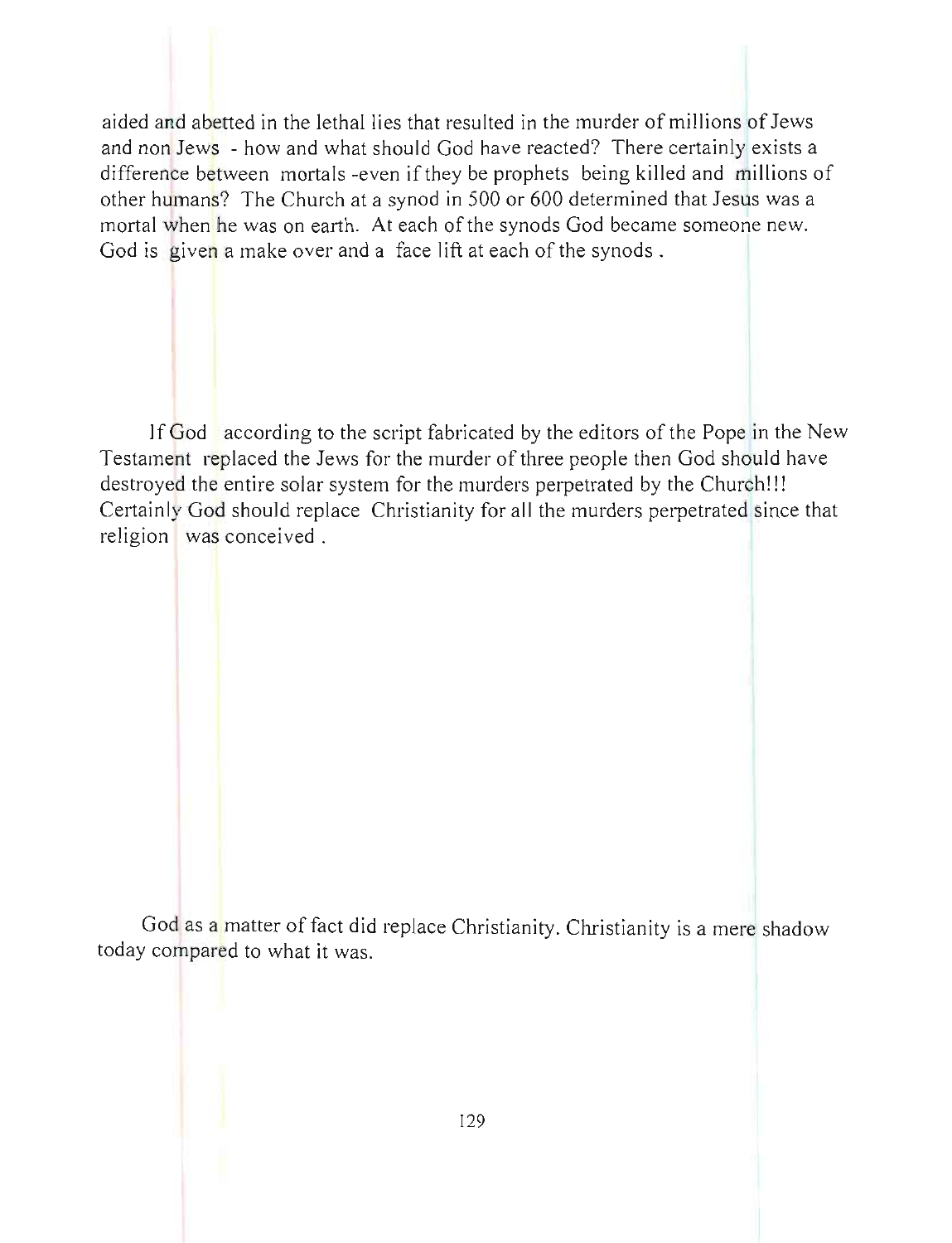aided and abetted in the lethal lies that resulted in the murder of millions of Jews and non Jews - how and what should God have reacted? There certainly exists a difference between mortals -even if they be prophets being killed and millions of other humans? The Church at a synod in 500 or 600 determined that Jesus was a mortal when he was on earth. At each of the synods God became someone new. God is given a make over and a face lift at each of the synods .

If God according to the script fabricated by the editors of the Pope in the New Testament replaced the Jews for the murder of three people then God should have destroyed the entire solar system for the murders perpetrated by the Church!!! Certainly God should replace Christianity for all the murders perpetrated since that religion was conceived .

God as a matter of fact did replace Christianity. Christianity is a mere shadow today compared to what it was.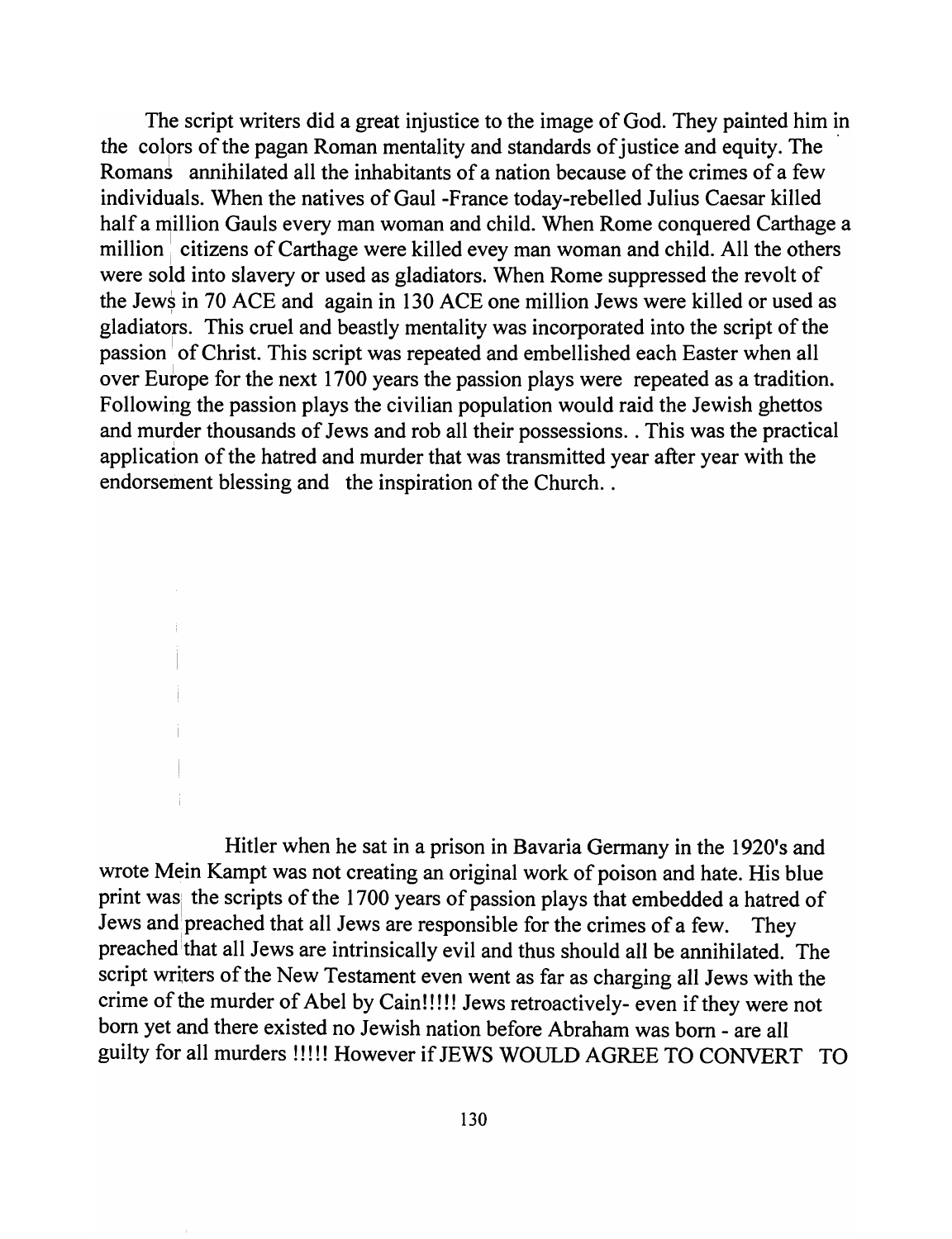The script writers did a great injustice to the image of God. They painted him in the colors of the pagan Roman mentality and standards of justice and equity. The Romans annihilated all the inhabitants of a nation because of the crimes of a few individuals. When the natives of Gaul -France today-rebelled Julius Caesar killed half a million Gauls every man woman and child. When Rome conquered Carthage a million citizens of Carthage were killed evey man woman and child. All the others were sold into slavery or used as gladiators. When Rome suppressed the revolt of the Jews in 70 ACE and again in 130 ACE one million Jews were killed or used as gladiators. This cruel and beastly mentality was incorporated into the script of the passion of Christ. This script was repeated and embellished each Easter when all over Europe for the next 1700 years the passion plays were repeated as a tradition. Following the passion plays the civilian population would raid the Jewish ghettos and murder thousands of Jews and rob all their possessions. . This was the practical application of the hatred and murder that was transmitted year after year with the endorsement blessing and the inspiration of the Church. .

Hitler when he sat in a prison in Bavaria Germany in the 1920's and wrote Mein Kampt was not creating an original work of poison and hate. His blue print was the scripts of the 1700 years of passion plays that embedded a hatred of Jews and preached that all Jews are responsible for the crimes of a few. They preached that all Jews are intrinsically evil and thus should all be annihilated. The script writers of the New Testament even went as far as charging all Jews with the crime of the murder of Abel by Cain!!!!! Jews retroactively- even if they were not born yet and there existed no Jewish nation before Abraham was born - are all guilty for all murders !!!!! However if JEWS WOULD AGREE TO CONVERT TO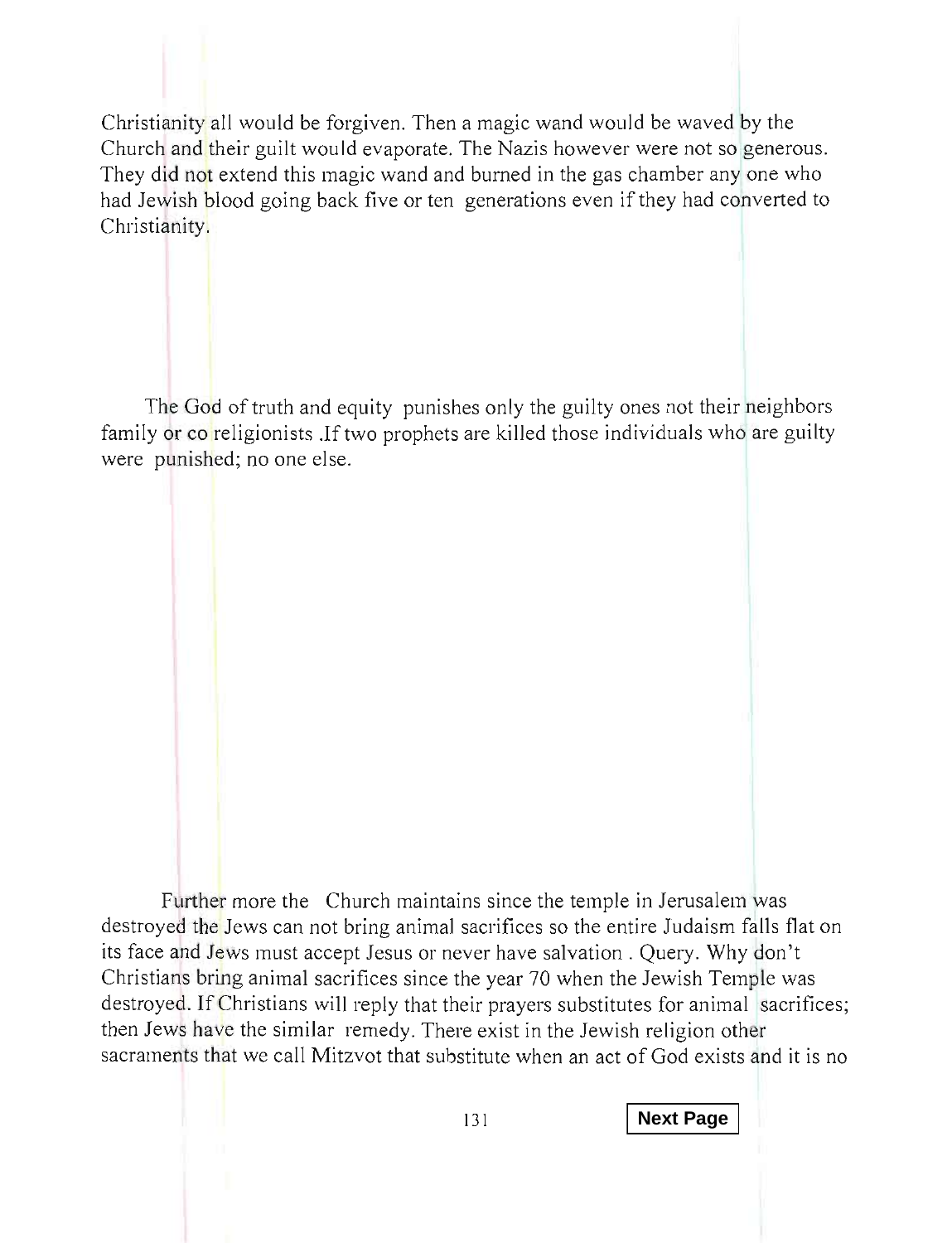Christianity all would be forgiven. Then a magic wand would be waved by the Church and their guilt would evaporate. The Nazis however were not so generous. They did not extend this magic wand and burned in the gas chamber any one who had Jewish blood going back five or ten generations even if they had converted to Christianity.

The God of truth and equity punishes only the guilty ones not their neighbors family or co religionists .If two prophets are killed those individuals who are guilty were punished; no one else.

Further more the Church maintains since the temple in Jerusalem was destroyed the Jews can not bring animal sacrifices so the entire Judaism falls flat on its face and Jews must accept Jesus or never have salvation . Query. Why don't Christians bring animal sacrifices since the year 70 when the Jewish Temple was destroyed. If Christians will reply that their prayers substitutes for animal sacrifices; then Jews have the similar remedy. There exist in the Jewish religion other sacraments that we call Mitzvot that substitute when an act of God exists and it is no

**Next Page**